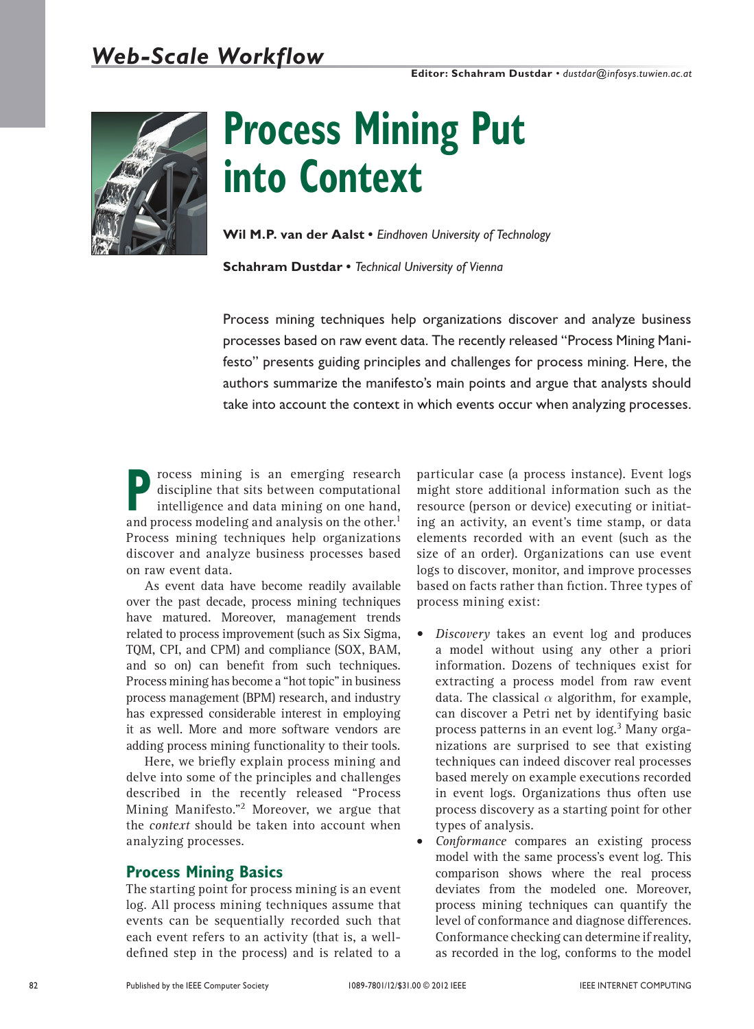# Process Mining Put into Context

**Wil M.P. van der Aalst** • *Eindhoven University of Technology*

**Schahram Dustdar** • *Technical University of Vienna*

Process mining techniques help organizations discover and analyze business processes based on raw event data. The recently released "Process Mining Manifesto" presents guiding principles and challenges for process mining. Here, the authors summarize the manifesto's main points and argue that analysts should take into account the context in which events occur when analyzing processes.

Process mining is an emerging research discipline that sits between computational intelligence and data mining on one hand, and process modeling and analysis on the other.[1] Process mining techniques help organizations discover and analyze business processes based on raw event data.

As event data have become readily available over the past decade, process mining techniques have matured. Moreover, management trends related to process improvement (such as Six Sigma, TQM, CPI, and CPM) and compliance (SOX, BAM, and so on) can benefit from such techniques. Process mining has become a "hot topic" in business process management (BPM) research, and industry has expressed considerable interest in employing it as well. More and more software vendors are adding process mining functionality to their tools.

Here, we briefly explain process mining and delve into some of the principles and challenges described in the recently released "Process Mining Manifesto."[2] Moreover, we argue that the *context* should be taken into account when analyzing processes.

## Process Mining Basics

The starting point for process mining is an event log. All process mining techniques assume that events can be sequentially recorded such that each event refers to an activity (that is, a well-defined step in the process) and is related to a particular case (a process instance). Event logs might store additional information such as the resource (person or device) executing or initiating an activity, an event's time stamp, or data elements recorded with an event (such as the size of an order). Organizations can use event logs to discover, monitor, and improve processes based on facts rather than fiction. Three types of process mining exist:

- *Discovery* takes an event log and produces a model without using any other a priori information. Dozens of techniques exist for extracting a process model from raw event data. The classical $\alpha$ algorithm, for example, can discover a Petri net by identifying basic process patterns in an event log.[3] Many organizations are surprised to see that existing techniques can indeed discover real processes based merely on example executions recorded in event logs. Organizations thus often use process discovery as a starting point for other types of analysis.
- *Conformance* compares an existing process model with the same process's event log. This comparison shows where the real process deviates from the modeled one. Moreover, process mining techniques can quantify the level of conformance and diagnose differences. Conformance checking can determine if reality, as recorded in the log, conforms to the model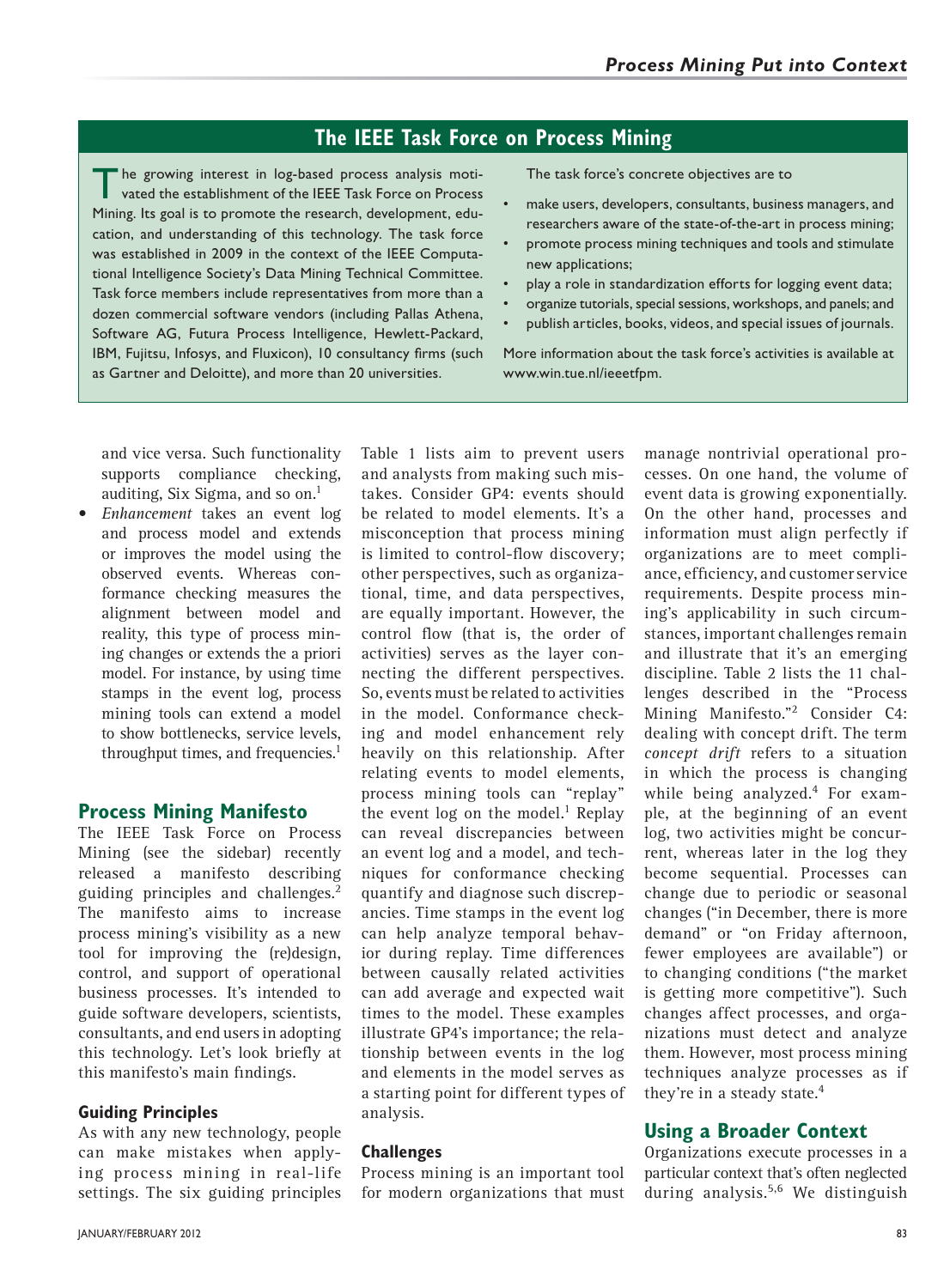## The IEEE Task Force on Process Mining

The growing interest in log-based process analysis motivated the establishment of the IEEE Task Force on Process Mining. Its goal is to promote the research, development, education, and understanding of this technology. The task force was established in 2009 in the context of the IEEE Computational Intelligence Society's Data Mining Technical Committee. Task force members include representatives from more than a dozen commercial software vendors (including Pallas Athena, Software AG, Futura Process Intelligence, Hewlett-Packard, IBM, Fujitsu, Infosys, and Fluxicon), 10 consultancy firms (such as Gartner and Deloitte), and more than 20 universities.

The task force's concrete objectives are to

- make users, developers, consultants, business managers, and researchers aware of the state-of-the-art in process mining;
- promote process mining techniques and tools and stimulate new applications;
- play a role in standardization efforts for logging event data;
- organize tutorials, special sessions, workshops, and panels; and
- publish articles, books, videos, and special issues of journals.

More information about the task force's activities is available at www.win.tue.nl/ieeetfpm.

and vice versa. Such functionality supports compliance checking, auditing, Six Sigma, and so on.[1]

- *Enhancement* takes an event log and process model and extends or improves the model using the observed events. Whereas conformance checking measures the alignment between model and reality, this type of process mining changes or extends the a priori model. For instance, by using time stamps in the event log, process mining tools can extend a model to show bottlenecks, service levels, throughput times, and frequencies.[1]

## Process Mining Manifesto

The IEEE Task Force on Process Mining (see the sidebar) recently released a manifesto describing guiding principles and challenges.[2] The manifesto aims to increase process mining's visibility as a new tool for improving the (re)design, control, and support of operational business processes. It's intended to guide software developers, scientists, consultants, and end users in adopting this technology. Let's look briefly at this manifesto's main findings.

### Guiding Principles

As with any new technology, people can make mistakes when applying process mining in real-life settings. The six guiding principles Table 1 lists aim to prevent users and analysts from making such mistakes. Consider GP4: events should be related to model elements. It's a misconception that process mining is limited to control-flow discovery; other perspectives, such as organizational, time, and data perspectives, are equally important. However, the control flow (that is, the order of activities) serves as the layer connecting the different perspectives. So, events must be related to activities in the model. Conformance checking and model enhancement rely heavily on this relationship. After relating events to model elements, process mining tools can "replay" the event log on the model.[1] Replay can reveal discrepancies between an event log and a model, and techniques for conformance checking quantify and diagnose such discrepancies. Time stamps in the event log can help analyze temporal behavior during replay. Time differences between causally related activities can add average and expected wait times to the model. These examples illustrate GP4's importance; the relationship between events in the log and elements in the model serves as a starting point for different types of analysis.

### Challenges

Process mining is an important tool for modern organizations that must manage nontrivial operational processes. On one hand, the volume of event data is growing exponentially. On the other hand, processes and information must align perfectly if organizations are to meet compliance, efficiency, and customer service requirements. Despite process mining's applicability in such circumstances, important challenges remain and illustrate that it's an emerging discipline. Table 2 lists the 11 challenges described in the "Process Mining Manifesto."[2] Consider C4: dealing with concept drift. The term *concept drift* refers to a situation in which the process is changing while being analyzed.[4] For example, at the beginning of an event log, two activities might be concurrent, whereas later in the log they become sequential. Processes can change due to periodic or seasonal changes ("in December, there is more demand" or "on Friday afternoon, fewer employees are available") or to changing conditions ("the market is getting more competitive"). Such changes affect processes, and organizations must detect and analyze them. However, most process mining techniques analyze processes as if they're in a steady state.[4]

## Using a Broader Context

Organizations execute processes in a particular context that's often neglected during analysis.[5,6] We distinguish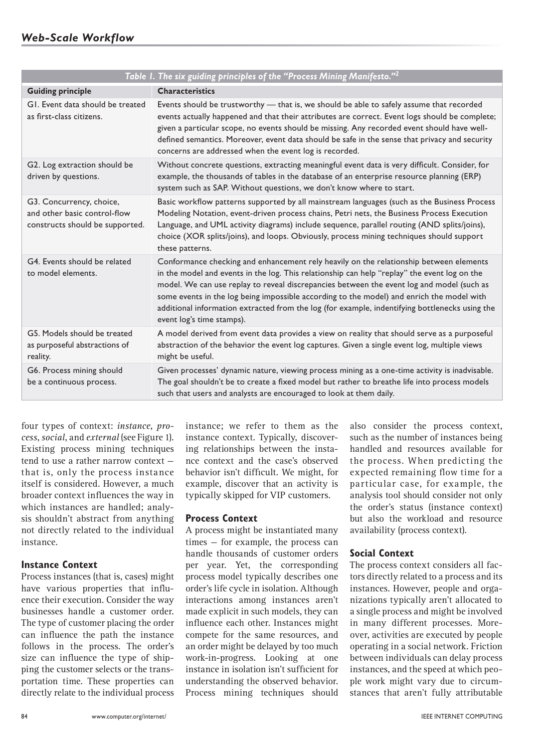Table 1. The six guiding principles of the "Process Mining Manifesto."[2]

| Guiding principle | Characteristics |
|---|---|
| G1. Event data should be treated as first-class citizens. | Events should be trustworthy — that is, we should be able to safely assume that recorded events actually happened and that their attributes are correct. Event logs should be complete; given a particular scope, no events should be missing. Any recorded event should have well-defined semantics. Moreover, event data should be safe in the sense that privacy and security concerns are addressed when the event log is recorded. |
| G2. Log extraction should be driven by questions. | Without concrete questions, extracting meaningful event data is very difficult. Consider, for example, the thousands of tables in the database of an enterprise resource planning (ERP) system such as SAP. Without questions, we don't know where to start. |
| G3. Concurrency, choice, and other basic control-flow constructs should be supported. | Basic workflow patterns supported by all mainstream languages (such as the Business Process Modeling Notation, event-driven process chains, Petri nets, the Business Process Execution Language, and UML activity diagrams) include sequence, parallel routing (AND splits/joins), choice (XOR splits/joins), and loops. Obviously, process mining techniques should support these patterns. |
| G4. Events should be related to model elements. | Conformance checking and enhancement rely heavily on the relationship between elements in the model and events in the log. This relationship can help "replay" the event log on the model. We can use replay to reveal discrepancies between the event log and model (such as some events in the log being impossible according to the model) and enrich the model with additional information extracted from the log (for example, indentifying bottlenecks using the event log's time stamps). |
| G5. Models should be treated as purposeful abstractions of reality. | A model derived from event data provides a view on reality that should serve as a purposeful abstraction of the behavior the event log captures. Given a single event log, multiple views might be useful. |
| G6. Process mining should be a continuous process. | Given processes' dynamic nature, viewing process mining as a one-time activity is inadvisable. The goal shouldn't be to create a fixed model but rather to breathe life into process models such that users and analysts are encouraged to look at them daily. |

four types of context: *instance*, *process*, *social*, and *external* (see Figure 1). Existing process mining techniques tend to use a rather narrow context — that is, only the process instance itself is considered. However, a much broader context influences the way in which instances are handled; analysis shouldn't abstract from anything not directly related to the individual instance.

### Instance Context

Process instances (that is, cases) might have various properties that influence their execution. Consider the way businesses handle a customer order. The type of customer placing the order can influence the path the instance follows in the process. The order's size can influence the type of shipping the customer selects or the transportation time. These properties can directly relate to the individual process instance; we refer to them as the instance context. Typically, discovering relationships between the instance context and the case's observed behavior isn't difficult. We might, for example, discover that an activity is typically skipped for VIP customers.

### Process Context

A process might be instantiated many times — for example, the process can handle thousands of customer orders per year. Yet, the corresponding process model typically describes one order's life cycle in isolation. Although interactions among instances aren't made explicit in such models, they can influence each other. Instances might compete for the same resources, and an order might be delayed by too much work-in-progress. Looking at one instance in isolation isn't sufficient for understanding the observed behavior. Process mining techniques should also consider the process context, such as the number of instances being handled and resources available for the process. When predicting the expected remaining flow time for a particular case, for example, the analysis tool should consider not only the order's status (instance context) but also the workload and resource availability (process context).

### Social Context

The process context considers all factors directly related to a process and its instances. However, people and organizations typically aren't allocated to a single process and might be involved in many different processes. Moreover, activities are executed by people operating in a social network. Friction between individuals can delay process instances, and the speed at which people work might vary due to circumstances that aren't fully attributable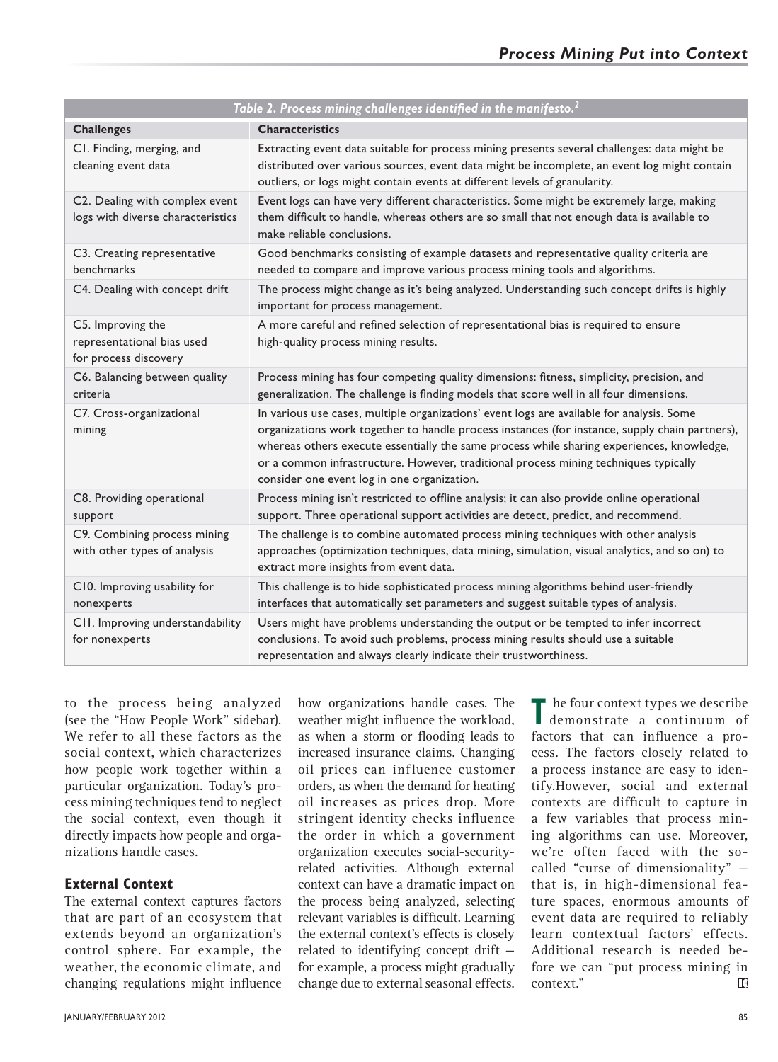**Table 2. Process mining challenges identified in the manifesto.[2]**

| Challenges | Characteristics |
|---|---|
| C1. Finding, merging, and cleaning event data | Extracting event data suitable for process mining presents several challenges: data might be distributed over various sources, event data might be incomplete, an event log might contain outliers, or logs might contain events at different levels of granularity. |
| C2. Dealing with complex event logs with diverse characteristics | Event logs can have very different characteristics. Some might be extremely large, making them difficult to handle, whereas others are so small that not enough data is available to make reliable conclusions. |
| C3. Creating representative benchmarks | Good benchmarks consisting of example datasets and representative quality criteria are needed to compare and improve various process mining tools and algorithms. |
| C4. Dealing with concept drift | The process might change as it's being analyzed. Understanding such concept drifts is highly important for process management. |
| C5. Improving the representational bias used for process discovery | A more careful and refined selection of representational bias is required to ensure high-quality process mining results. |
| C6. Balancing between quality criteria | Process mining has four competing quality dimensions: fitness, simplicity, precision, and generalization. The challenge is finding models that score well in all four dimensions. |
| C7. Cross-organizational mining | In various use cases, multiple organizations' event logs are available for analysis. Some organizations work together to handle process instances (for instance, supply chain partners), whereas others execute essentially the same process while sharing experiences, knowledge, or a common infrastructure. However, traditional process mining techniques typically consider one event log in one organization. |
| C8. Providing operational support | Process mining isn't restricted to offline analysis; it can also provide online operational support. Three operational support activities are detect, predict, and recommend. |
| C9. Combining process mining with other types of analysis | The challenge is to combine automated process mining techniques with other analysis approaches (optimization techniques, data mining, simulation, visual analytics, and so on) to extract more insights from event data. |
| C10. Improving usability for nonexperts | This challenge is to hide sophisticated process mining algorithms behind user-friendly interfaces that automatically set parameters and suggest suitable types of analysis. |
| C11. Improving understandability for nonexperts | Users might have problems understanding the output or be tempted to infer incorrect conclusions. To avoid such problems, process mining results should use a suitable representation and always clearly indicate their trustworthiness. |

to the process being analyzed (see the "How People Work" sidebar). We refer to all these factors as the social context, which characterizes how people work together within a particular organization. Today's process mining techniques tend to neglect the social context, even though it directly impacts how people and organizations handle cases.

### External Context

The external context captures factors that are part of an ecosystem that extends beyond an organization's control sphere. For example, the weather, the economic climate, and changing regulations might influence how organizations handle cases. The weather might influence the workload, as when a storm or flooding leads to increased insurance claims. Changing oil prices can influence customer orders, as when the demand for heating oil increases as prices drop. More stringent identity checks influence the order in which a government organization executes social-security-related activities. Although external context can have a dramatic impact on the process being analyzed, selecting relevant variables is difficult. Learning the external context's effects is closely related to identifying concept drift — for example, a process might gradually change due to external seasonal effects.

The four context types we describe demonstrate a continuum of factors that can influence a process. The factors closely related to a process instance are easy to identify. However, social and external contexts are difficult to capture in a few variables that process mining algorithms can use. Moreover, we're often faced with the so-called "curse of dimensionality" — that is, in high-dimensional feature spaces, enormous amounts of event data are required to reliably learn contextual factors' effects. Additional research is needed before we can "put process mining in context."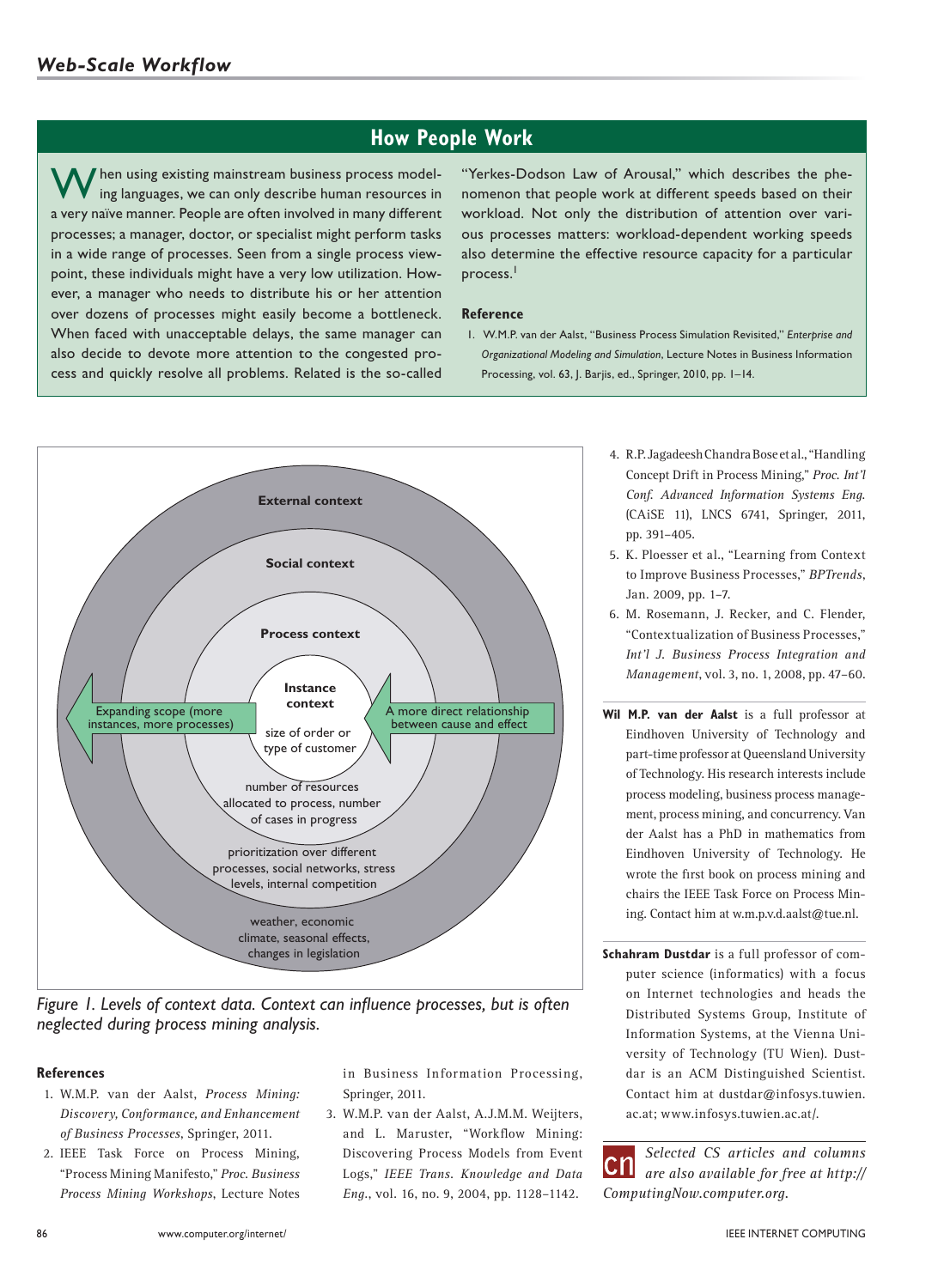## How People Work

When using existing mainstream business process modeling languages, we can only describe human resources in a very naïve manner. People are often involved in many different processes; a manager, doctor, or specialist might perform tasks in a wide range of processes. Seen from a single process viewpoint, these individuals might have a very low utilization. However, a manager who needs to distribute his or her attention over dozens of processes might easily become a bottleneck. When faced with unacceptable delays, the same manager can also decide to devote more attention to the congested process and quickly resolve all problems. Related is the so-called "Yerkes-Dodson Law of Arousal," which describes the phenomenon that people work at different speeds based on their workload. Not only the distribution of attention over various processes matters: workload-dependent working speeds also determine the effective resource capacity for a particular process.[1]

### Reference

1. W.M.P. van der Aalst, "Business Process Simulation Revisited," *Enterprise and Organizational Modeling and Simulation*, Lecture Notes in Business Information Processing, vol. 63, J. Barjis, ed., Springer, 2010, pp. 1–14.

External context

Social context

Process context

Instance context

Expanding scope (more instances, more processes)

A more direct relationship between cause and effect

size of order or type of customer

number of resources allocated to process, number of cases in progress

prioritization over different processes, social networks, stress levels, internal competition

weather, economic climate, seasonal effects, changes in legislation

*Figure 1. Levels of context data. Context can influence processes, but is often neglected during process mining analysis.*

### References

1. W.M.P. van der Aalst, *Process Mining: Discovery, Conformance, and Enhancement of Business Processes*, Springer, 2011.
2. IEEE Task Force on Process Mining, "Process Mining Manifesto," *Proc. Business Process Mining Workshops*, Lecture Notes in Business Information Processing, Springer, 2011.
3. W.M.P. van der Aalst, A.J.M.M. Weijters, and L. Maruster, "Workflow Mining: Discovering Process Models from Event Logs," *IEEE Trans. Knowledge and Data Eng.*, vol. 16, no. 9, 2004, pp. 1128–1142.
4. R.P. Jagadeesh Chandra Bose et al., "Handling Concept Drift in Process Mining," *Proc. Int'l Conf. Advanced Information Systems Eng.* (CAiSE 11), LNCS 6741, Springer, 2011, pp. 391–405.
5. K. Ploesser et al., "Learning from Context to Improve Business Processes," *BPTrends*, Jan. 2009, pp. 1–7.
6. M. Rosemann, J. Recker, and C. Flender, "Contextualization of Business Processes," *Int'l J. Business Process Integration and Management*, vol. 3, no. 1, 2008, pp. 47–60.

**Wil M.P. van der Aalst** is a full professor at Eindhoven University of Technology and part-time professor at Queensland University of Technology. His research interests include process modeling, business process management, process mining, and concurrency. Van der Aalst has a PhD in mathematics from Eindhoven University of Technology. He wrote the first book on process mining and chairs the IEEE Task Force on Process Mining. Contact him at w.m.p.v.d.aalst@tue.nl.

**Schahram Dustdar** is a full professor of computer science (informatics) with a focus on Internet technologies and heads the Distributed Systems Group, Institute of Information Systems, at the Vienna University of Technology (TU Wien). Dustdar is an ACM Distinguished Scientist. Contact him at dustdar@infosys.tuwien.ac.at; www.infosys.tuwien.ac.at/.

*Selected CS articles and columns are also available for free at http://ComputingNow.computer.org.*